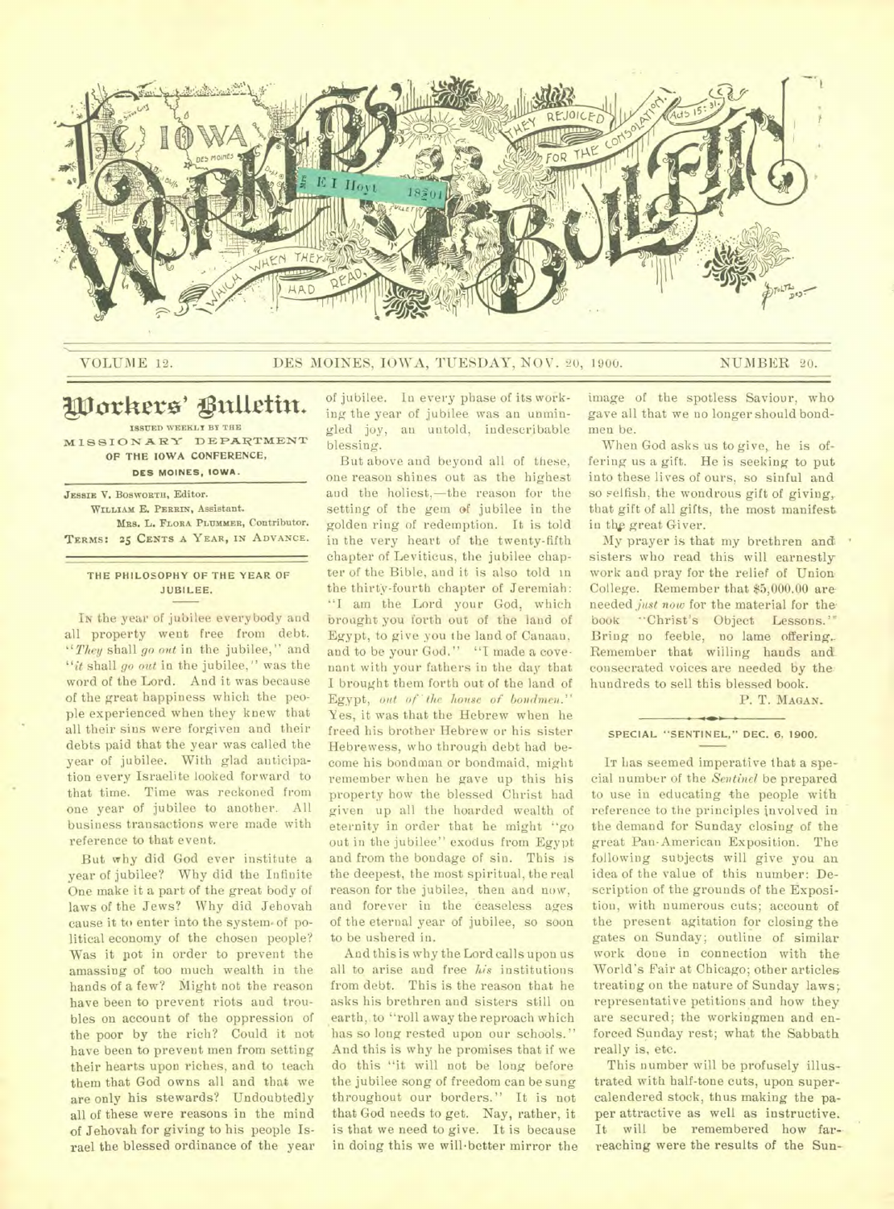# Iowa Workers' Bulletin

VOLUME 12. DES MOINES, IOWA, TUESDAY, NOV. 20, 1900. NUMBER 20.

## Workers' Bulletin.

ISSUED WEEKLY BY THE
MISSIONARY DEPARTMENT
OF THE IOWA CONFERENCE,
DES MOINES, IOWA.

JESSIE V. BOSWORTH, Editor.
WILLIAM E. PERRIN, Assistant.
MRS. L. FLORA PLUMMER, Contributor.
TERMS: 25 CENTS A YEAR, IN ADVANCE.

### THE PHILOSOPHY OF THE YEAR OF JUBILEE.

IN the year of jubilee everybody and all property went free from debt. "*They* shall *go out* in the jubilee," and "*it* shall *go out* in the jubilee," was the word of the Lord. And it was because of the great happiness which the people experienced when they knew that all their sins were forgiven and their debts paid that the year was called the year of jubilee. With glad anticipation every Israelite looked forward to that time. Time was reckoned from one year of jubilee to another. All business transactions were made with reference to that event.

But why did God ever institute a year of jubilee? Why did the Infinite One make it a part of the great body of laws of the Jews? Why did Jehovah cause it to enter into the system of political economy of the chosen people? Was it not in order to prevent the amassing of too much wealth in the hands of a few? Might not the reason have been to prevent riots and troubles on account of the oppression of the poor by the rich? Could it not have been to prevent men from setting their hearts upon riches, and to teach them that God owns all and that we are only his stewards? Undoubtedly all of these were reasons in the mind of Jehovah for giving to his people Israel the blessed ordinance of the year of jubilee. In every phase of its working the year of jubilee was an unmingled joy, an untold, indescribable blessing.

But above and beyond all of these, one reason shines out as the highest and the holiest,—the reason for the setting of the gem of jubilee in the golden ring of redemption. It is told in the very heart of the twenty-fifth chapter of Leviticus, the jubilee chapter of the Bible, and it is also told in the thirty-fourth chapter of Jeremiah: "I am the Lord your God, which brought you forth out of the land of Egypt, to give you the land of Canaan, and to be your God." "I made a covenant with your fathers in the day that I brought them forth out of the land of Egypt, *out of the house of bondmen.*" Yes, it was that the Hebrew when he freed his brother Hebrew or his sister Hebrewess, who through debt had become his bondman or bondmaid, might remember when he gave up this his property how the blessed Christ had given up all the hoarded wealth of eternity in order that he might "go out in the jubilee" exodus from Egypt and from the bondage of sin. This is the deepest, the most spiritual, the real reason for the jubilee, then and now, and forever in the ceaseless ages of the eternal year of jubilee, so soon to be ushered in.

And this is why the Lord calls upon us all to arise and free *his* institutions from debt. This is the reason that he asks his brethren and sisters still on earth, to "roll away the reproach which has so long rested upon our schools." And this is why he promises that if we do this "it will not be long before the jubilee song of freedom can be sung throughout our borders." It is not that God needs to get. Nay, rather, it is that we need to give. It is because in doing this we will better mirror the image of the spotless Saviour, who gave all that we no longer should bondmen be.

When God asks us to give, he is offering us a gift. He is seeking to put into these lives of ours, so sinful and so selfish, the wondrous gift of giving, that gift of all gifts, the most manifest in the great Giver.

My prayer is that my brethren and sisters who read this will earnestly work and pray for the relief of Union College. Remember that $5,000.00 are needed *just now* for the material for the book "Christ's Object Lessons." Bring no feeble, no lame offering. Remember that willing hands and consecrated voices are needed by the hundreds to sell this blessed book.

P. T. MAGAN.

### SPECIAL "SENTINEL," DEC. 6, 1900.

IT has seemed imperative that a special number of the *Sentinel* be prepared to use in educating the people with reference to the principles involved in the demand for Sunday closing of the great Pan-American Exposition. The following subjects will give you an idea of the value of this number: Description of the grounds of the Exposition, with numerous cuts; account of the present agitation for closing the gates on Sunday; outline of similar work done in connection with the World's Fair at Chicago; other articles treating on the nature of Sunday laws; representative petitions and how they are secured; the workingmen and enforced Sunday rest; what the Sabbath really is, etc.

This number will be profusely illustrated with half-tone cuts, upon supercalendered stock, thus making the paper attractive as well as instructive. It will be remembered how far-reaching were the results of the Sun-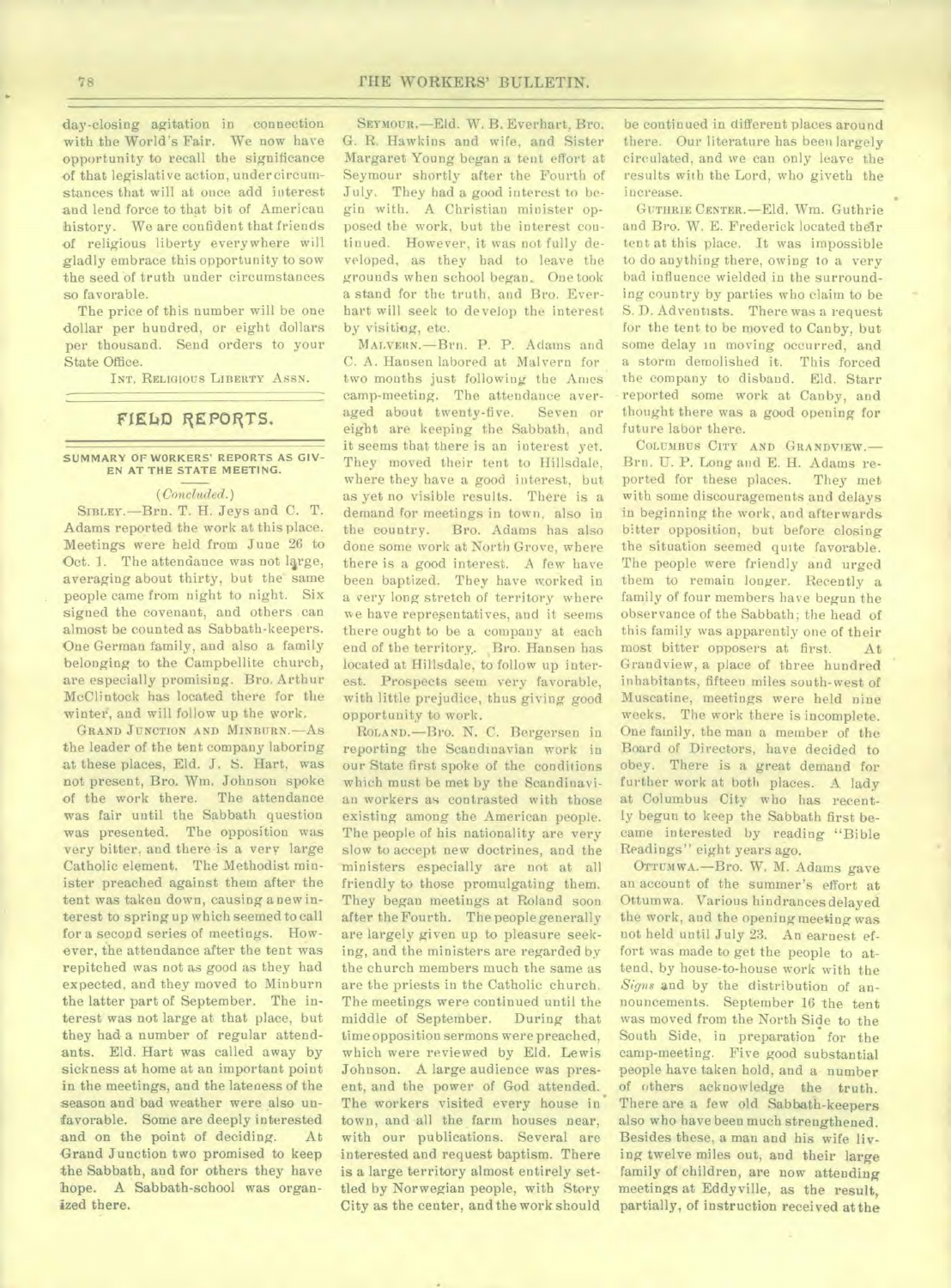day-closing agitation in connection with the World's Fair. We now have opportunity to recall the significance of that legislative action, under circumstances that will at once add interest and lend force to that bit of American history. We are confident that friends of religious liberty everywhere will gladly embrace this opportunity to sow the seed of truth under circumstances so favorable.

The price of this number will be one dollar per hundred, or eight dollars per thousand. Send orders to your State Office.

INT. RELIGIOUS LIBERTY ASSN.

## FIELD REPORTS.

### SUMMARY OF WORKERS' REPORTS AS GIVEN AT THE STATE MEETING.

*(Concluded.)*

SIBLEY.—Brn. T. H. Jeys and C. T. Adams reported the work at this place. Meetings were held from June 26 to Oct. 1. The attendance was not large, averaging about thirty, but the same people came from night to night. Six signed the covenant, and others can almost be counted as Sabbath-keepers. One German family, and also a family belonging to the Campbellite church, are especially promising. Bro. Arthur McClintock has located there for the winter, and will follow up the work.

GRAND JUNCTION AND MINBURN.—As the leader of the tent company laboring at these places, Eld. J. S. Hart, was not present, Bro. Wm. Johnson spoke of the work there. The attendance was fair until the Sabbath question was presented. The opposition was very bitter, and there is a very large Catholic element. The Methodist minister preached against them after the tent was taken down, causing a new interest to spring up which seemed to call for a second series of meetings. However, the attendance after the tent was repitched was not as good as they had expected, and they moved to Minburn the latter part of September. The interest was not large at that place, but they had a number of regular attendants. Eld. Hart was called away by sickness at home at an important point in the meetings, and the lateness of the season and bad weather were also unfavorable. Some are deeply interested and on the point of deciding. At Grand Junction two promised to keep the Sabbath, and for others they have hope. A Sabbath-school was organized there.

SEYMOUR.—Eld. W. B. Everhart, Bro. G. R. Hawkins and wife, and Sister Margaret Young began a tent effort at Seymour shortly after the Fourth of July. They had a good interest to begin with. A Christian minister opposed the work, but the interest continued. However, it was not fully developed, as they had to leave the grounds when school began. One took a stand for the truth, and Bro. Everhart will seek to develop the interest by visiting, etc.

MALVERN.—Brn. P. P. Adams and C. A. Hansen labored at Malvern for two months just following the Ames camp-meeting. The attendance averaged about twenty-five. Seven or eight are keeping the Sabbath, and it seems that there is an interest yet. They moved their tent to Hillsdale, where they have a good interest, but as yet no visible results. There is a demand for meetings in town, also in the country. Bro. Adams has also done some work at North Grove, where there is a good interest. A few have been baptized. They have worked in a very long stretch of territory where we have representatives, and it seems there ought to be a company at each end of the territory. Bro. Hansen has located at Hillsdale, to follow up interest. Prospects seem very favorable, with little prejudice, thus giving good opportunity to work.

ROLAND.—Bro. N. C. Bergersen in reporting the Scandinavian work in our State first spoke of the conditions which must be met by the Scandinavian workers as contrasted with those existing among the American people. The people of his nationality are very slow to accept new doctrines, and the ministers especially are not at all friendly to those promulgating them. They began meetings at Roland soon after the Fourth. The people generally are largely given up to pleasure seeking, and the ministers are regarded by the church members much the same as are the priests in the Catholic church. The meetings were continued until the middle of September. During that time opposition sermons were preached, which were reviewed by Eld. Lewis Johnson. A large audience was present, and the power of God attended. The workers visited every house in town, and all the farm houses near, with our publications. Several are interested and request baptism. There is a large territory almost entirely settled by Norwegian people, with Story City as the center, and the work should be continued in different places around there. Our literature has been largely circulated, and we can only leave the results with the Lord, who giveth the increase.

GUTHRIE CENTER.—Eld. Wm. Guthrie and Bro. W. E. Frederick located their tent at this place. It was impossible to do anything there, owing to a very bad influence wielded in the surrounding country by parties who claim to be S. D. Adventists. There was a request for the tent to be moved to Canby, but some delay in moving occurred, and a storm demolished it. This forced the company to disband. Eld. Starr reported some work at Canby, and thought there was a good opening for future labor there.

COLUMBUS CITY AND GRANDVIEW.—Brn. U. P. Long and E. H. Adams reported for these places. They met with some discouragements and delays in beginning the work, and afterwards bitter opposition, but before closing the situation seemed quite favorable. The people were friendly and urged them to remain longer. Recently a family of four members have begun the observance of the Sabbath; the head of this family was apparently one of their most bitter opposers at first. At Grandview, a place of three hundred inhabitants, fifteen miles south-west of Muscatine, meetings were held nine weeks. The work there is incomplete. One family, the man a member of the Board of Directors, have decided to obey. There is a great demand for further work at both places. A lady at Columbus City who has recently begun to keep the Sabbath first became interested by reading "Bible Readings" eight years ago.

OTTUMWA.—Bro. W. M. Adams gave an account of the summer's effort at Ottumwa. Various hindrances delayed the work, and the opening meeting was not held until July 23. An earnest effort was made to get the people to attend, by house-to-house work with the *Signs* and by the distribution of announcements. September 16 the tent was moved from the North Side to the South Side, in preparation for the camp-meeting. Five good substantial people have taken hold, and a number of others acknowledge the truth. There are a few old Sabbath-keepers also who have been much strengthened. Besides these, a man and his wife living twelve miles out, and their large family of children, are now attending meetings at Eddyville, as the result, partially, of instruction received at the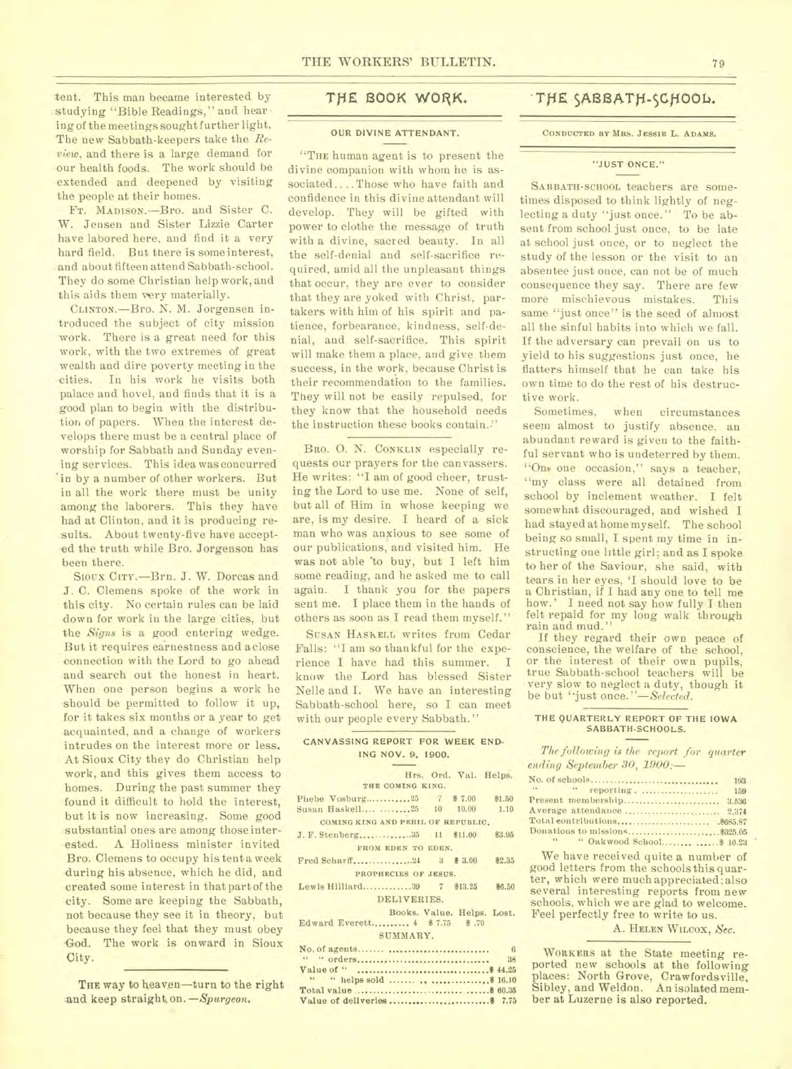tent. This man became interested by studying "Bible Readings," and hearing of the meetings sought further light. The new Sabbath-keepers take the *Review*, and there is a large demand for our health foods. The work should be extended and deepened by visiting the people at their homes.

FT. MADISON.—Bro. and Sister C. W. Jensen and Sister Lizzie Carter have labored here, and find it a very hard field. But there is some interest, and about fifteen attend Sabbath-school. They do some Christian help work, and this aids them very materially.

CLINTON.—Bro. N. M. Jorgensen introduced the subject of city mission work. There is a great need for this work, with the two extremes of great wealth and dire poverty meeting in the cities. In his work he visits both palace and hovel, and finds that it is a good plan to begin with the distribution of papers. When the interest develops there must be a central place of worship for Sabbath and Sunday evening services. This idea was concurred in by a number of other workers. But in all the work there must be unity among the laborers. This they have had at Clinton, and it is producing results. About twenty-five have accepted the truth while Bro. Jorgenson has been there.

SIOUX CITY.—Brn. J. W. Dorcas and J. C. Clemens spoke of the work in this city. No certain rules can be laid down for work in the large cities, but the *Signs* is a good entering wedge. But it requires earnestness and a close connection with the Lord to go ahead and search out the honest in heart. When one person begins a work he should be permitted to follow it up, for it takes six months or a year to get acquainted, and a change of workers intrudes on the interest more or less. At Sioux City they do Christian help work, and this gives them access to homes. During the past summer they found it difficult to hold the interest, but it is now increasing. Some good substantial ones are among those interested. A Holiness minister invited Bro. Clemens to occupy his tent a week during his absence, which he did, and created some interest in that part of the city. Some are keeping the Sabbath, not because they see it in theory, but because they feel that they must obey God. The work is onward in Sioux City.

THE way to heaven—turn to the right and keep straight on. —*Spurgeon.*

## THE BOOK WORK.

### OUR DIVINE ATTENDANT.

"THE human agent is to present the divine companion with whom he is associated.... Those who have faith and confidence in this divine attendant will develop. They will be gifted with power to clothe the message of truth with a divine, sacred beauty. In all the self-denial and self-sacrifice required, amid all the unpleasant things that occur, they are ever to consider that they are yoked with Christ, partakers with him of his spirit and patience, forbearance, kindness, self-denial, and self-sacrifice. This spirit will make them a place, and give them success, in the work, because Christ is their recommendation to the families. They will not be easily repulsed, for they know that the household needs the instruction these books contain."

BRO. O. N. CONKLIN especially requests our prayers for the canvassers. He writes: "I am of good cheer, trusting the Lord to use me. None of self, but all of Him in whose keeping we are, is my desire. I heard of a sick man who was anxious to see some of our publications, and visited him. He was not able to buy, but I left him some reading, and he asked me to call again. I thank you for the papers sent me. I place them in the hands of others as soon as I read them myself."

SUSAN HASKELL writes from Cedar Falls: "I am so thankful for the experience I have had this summer. I know the Lord has blessed Sister Nelle and I. We have an interesting Sabbath-school here, so I can meet with our people every Sabbath."

### CANVASSING REPORT FOR WEEK ENDING NOV. 9, 1900.

| | Hrs. | Ord. | Val. | Helps. |
|---|---|---|---|---|
| THE COMING KING. | | | | |
| Phebe Vosburg | 25 | 7 | $ 7.00 | $1.50 |
| Susan Haskell | 25 | 10 | 10.00 | 1.10 |
| COMING KING AND PERIL OF REPUBLIC. | | | | |
| J. F. Stenberg | 35 | 11 | $11.00 | $3.95 |
| FROM EDEN TO EDEN. | | | | |
| Fred Scharff | 24 | 3 | $ 3.00 | $2.35 |
| PROPHECIES OF JESUS. | | | | |
| Lewis Hilliard | 39 | 7 | $13.25 | $6.50 |

DELIVERIES.

| | Books. | Value. | Helps. | Lost. |
|---|---|---|---|---|
| Edward Everett | 4 | $ 7.75 | $ .70 | |

SUMMARY.

| | |
|---|---|
| No. of agents | 6 |
| " " orders | 38 |
| Value of " | $ 44.25 |
| " " helps sold | $ 16.10 |
| Total value | $ 60.35 |
| Value of deliveries | $ 7.75 |

## THE SABBATH-SCHOOL.

CONDUCTED BY MRS. JESSIE L. ADAMS.

### "JUST ONCE."

SABBATH-SCHOOL teachers are sometimes disposed to think lightly of neglecting a duty "just once." To be absent from school just once, to be late at school just once, or to neglect the study of the lesson or the visit to an absentee just once, can not be of much consequence they say. There are few more mischievous mistakes. This same "just once" is the seed of almost all the sinful habits into which we fall. If the adversary can prevail on us to yield to his suggestions just once, he flatters himself that he can take his own time to do the rest of his destructive work.

Sometimes, when circumstances seem almost to justify absence, an abundant reward is given to the faithful servant who is undeterred by them. "On one occasion," says a teacher, "my class were all detained from school by inclement weather. I felt somewhat discouraged, and wished I had stayed at home myself. The school being so small, I spent my time in instructing one little girl; and as I spoke to her of the Saviour, she said, with tears in her eyes, 'I should love to be a Christian, if I had any one to tell me how.' I need not say how fully I then felt repaid for my long walk through rain and mud."

If they regard their own peace of conscience, the welfare of the school, or the interest of their own pupils, true Sabbath-school teachers will be very slow to neglect a duty, though it be but "just once."—*Selected.*

### THE QUARTERLY REPORT OF THE IOWA SABBATH-SCHOOLS.

*The following is the report for quarter ending September 30, 1900:—*

| | |
|---|---|
| No. of schools | 193 |
| " " reporting | 159 |
| Present membership | 3,536 |
| Average attendance | 2,374 |
| Total contributions | $685.87 |
| Donations to missions | $325.05 |
| " " Oakwood School | $ 10.23 |

We have received quite a number of good letters from the schools this quarter, which were much appreciated; also several interesting reports from new schools, which we are glad to welcome. Feel perfectly free to write to us.

A. HELEN WILCOX, *Sec.*

WORKERS at the State meeting reported new schools at the following places: North Grove, Crawfordsville, Sibley, and Weldon. An isolated member at Luzerne is also reported.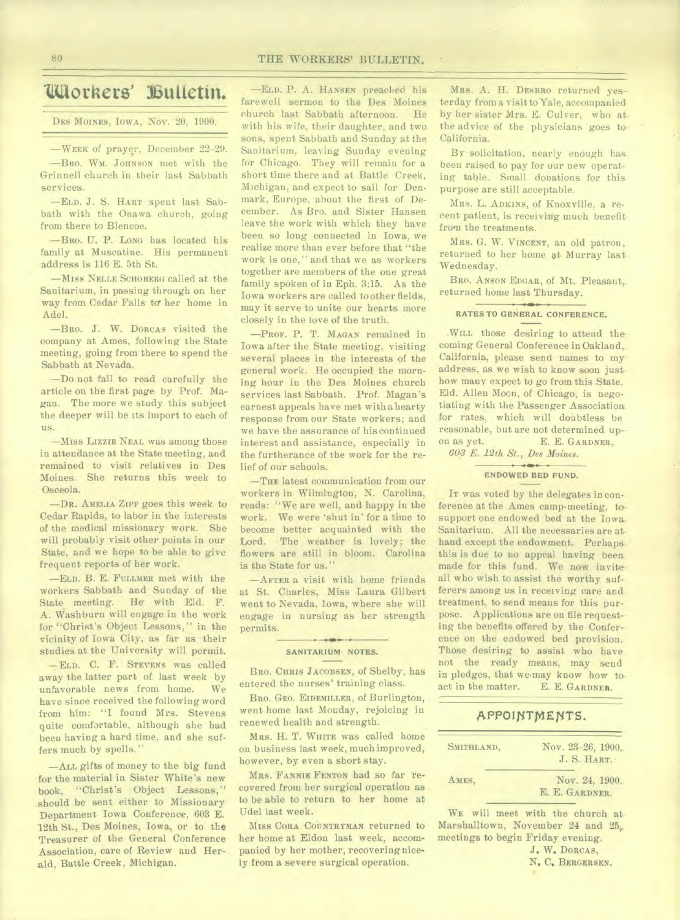# Workers' Bulletin.

DES MOINES, IOWA, NOV. 20, 1900.

—WEEK of prayer, December 22-29.

—BRO. WM. JOHNSON met with the Grinnell church in their last Sabbath services.

—ELD. J. S. HART spent last Sabbath with the Onawa church, going from there to Blencoe.

—BRO. U. P. LONG has located his family at Muscatine. His permanent address is 116 E. 5th St.

—MISS NELLE SCHOBERG called at the Sanitarium, in passing through on her way from Cedar Falls to her home in Adel.

—BRO. J. W. DORCAS visited the company at Ames, following the State meeting, going from there to spend the Sabbath at Nevada.

—Do not fail to read carefully the article on the first page by Prof. Magan. The more we study this subject the deeper will be its import to each of us.

—MISS LIZZIE NEAL was among those in attendance at the State meeting, and remained to visit relatives in Des Moines. She returns this week to Osceola.

—DR. AMELIA ZIPF goes this week to Cedar Rapids, to labor in the interests of the medical missionary work. She will probably visit other points in our State, and we hope to be able to give frequent reports of her work.

—ELD. B. E. FULLMER met with the workers Sabbath and Sunday of the State meeting. He with Eld. F. A. Washburn will engage in the work for "Christ's Object Lessons," in the vicinity of Iowa City, as far as their studies at the University will permit.

—ELD. C. F. STEVENS was called away the latter part of last week by unfavorable news from home. We have since received the following word from him: "I found Mrs. Stevens quite comfortable, although she had been having a hard time, and she suffers much by spells."

—ALL gifts of money to the big fund for the material in Sister White's new book, "Christ's Object Lessons," should be sent either to Missionary Department Iowa Conference, 603 E. 12th St., Des Moines, Iowa, or to the Treasurer of the General Conference Association, care of Review and Herald, Battle Creek, Michigan.

—ELD. P. A. HANSEN preached his farewell sermon to the Des Moines church last Sabbath afternoon. He with his wife, their daughter, and two sons, spent Sabbath and Sunday at the Sanitarium, leaving Sunday evening for Chicago. They will remain for a short time there and at Battle Creek, Michigan, and expect to sail for Denmark, Europe, about the first of December. As Bro. and Sister Hansen leave the work with which they have been so long connected in Iowa, we realize more than ever before that "the work is one," and that we as workers together are members of the one great family spoken of in Eph. 3:15. As the Iowa workers are called to other fields, may it serve to unite our hearts more closely in the love of the truth.

—PROF. P. T. MAGAN remained in Iowa after the State meeting, visiting several places in the interests of the general work. He occupied the morning hour in the Des Moines church services last Sabbath. Prof. Magan's earnest appeals have met with a hearty response from our State workers; and we have the assurance of his continued interest and assistance, especially in the furtherance of the work for the relief of our schools.

—THE latest communication from our workers in Wilmington, N. Carolina, reads: "We are well, and happy in the work. We were 'shut in' for a time to become better acquainted with the Lord. The weather is lovely; the flowers are still in bloom. Carolina is the State for us."

—AFTER a visit with home friends at St. Charles, Miss Laura Gilbert went to Nevada, Iowa, where she will engage in nursing as her strength permits.

## SANITARIUM NOTES.

BRO. CHRIS JACOBSEN, of Shelby, has entered the nurses' training class.

BRO. GEO. EIDEMILLER, of Burlington, went home last Monday, rejoicing in renewed health and strength.

MRS. H. T. WHITE was called home on business last week, much improved, however, by even a short stay.

MRS. FANNIE FENTON had so far recovered from her surgical operation as to be able to return to her home at Udel last week.

MISS CORA COUNTRYMAN returned to her home at Eldon last week, accompanied by her mother, recovering nicely from a severe surgical operation.

MRS. A. H. DESBRO returned yesterday from a visit to Yale, accompanied by her sister Mrs. E. Culver, who at the advice of the physicians goes to California.

BY solicitation, nearly enough has been raised to pay for our new operating table. Small donations for this purpose are still acceptable.

MRS. L. ADKINS, of Knoxville, a recent patient, is receiving much benefit from the treatments.

MRS. G. W. VINCENT, an old patron, returned to her home at Murray last Wednesday.

BRO. ANSON EDGAR, of Mt. Pleasant, returned home last Thursday.

## RATES TO GENERAL CONFERENCE.

WILL those desiring to attend the coming General Conference in Oakland, California, please send names to my address, as we wish to know soon just how many expect to go from this State. Eld. Allen Moon, of Chicago, is negotiating with the Passenger Association for rates, which will doubtless be reasonable, but are not determined upon as yet.

E. E. GARDNER,
*603 E. 12th St., Des Moines.*

## ENDOWED BED FUND.

IT was voted by the delegates in conference at the Ames camp-meeting, to support one endowed bed at the Iowa Sanitarium. All the necessaries are at hand except the endowment. Perhaps this is due to no appeal having been made for this fund. We now invite all who wish to assist the worthy sufferers among us in receiving care and treatment, to send means for this purpose. Applications are on file requesting the benefits offered by the Conference on the endowed bed provision. Those desiring to assist who have not the ready means, may send in pledges, that we may know how to act in the matter. E. E. GARDNER.

## APPOINTMENTS.

| | |
|---|---|
| SMITHLAND, | Nov. 23-26, 1900. J. S. HART. |
| AMES, | Nov. 24, 1900. E. E. GARDNER. |

WE will meet with the church at Marshalltown, November 24 and 25, meetings to begin Friday evening.

J. W. DORCAS,
N. C. BERGERSEN.